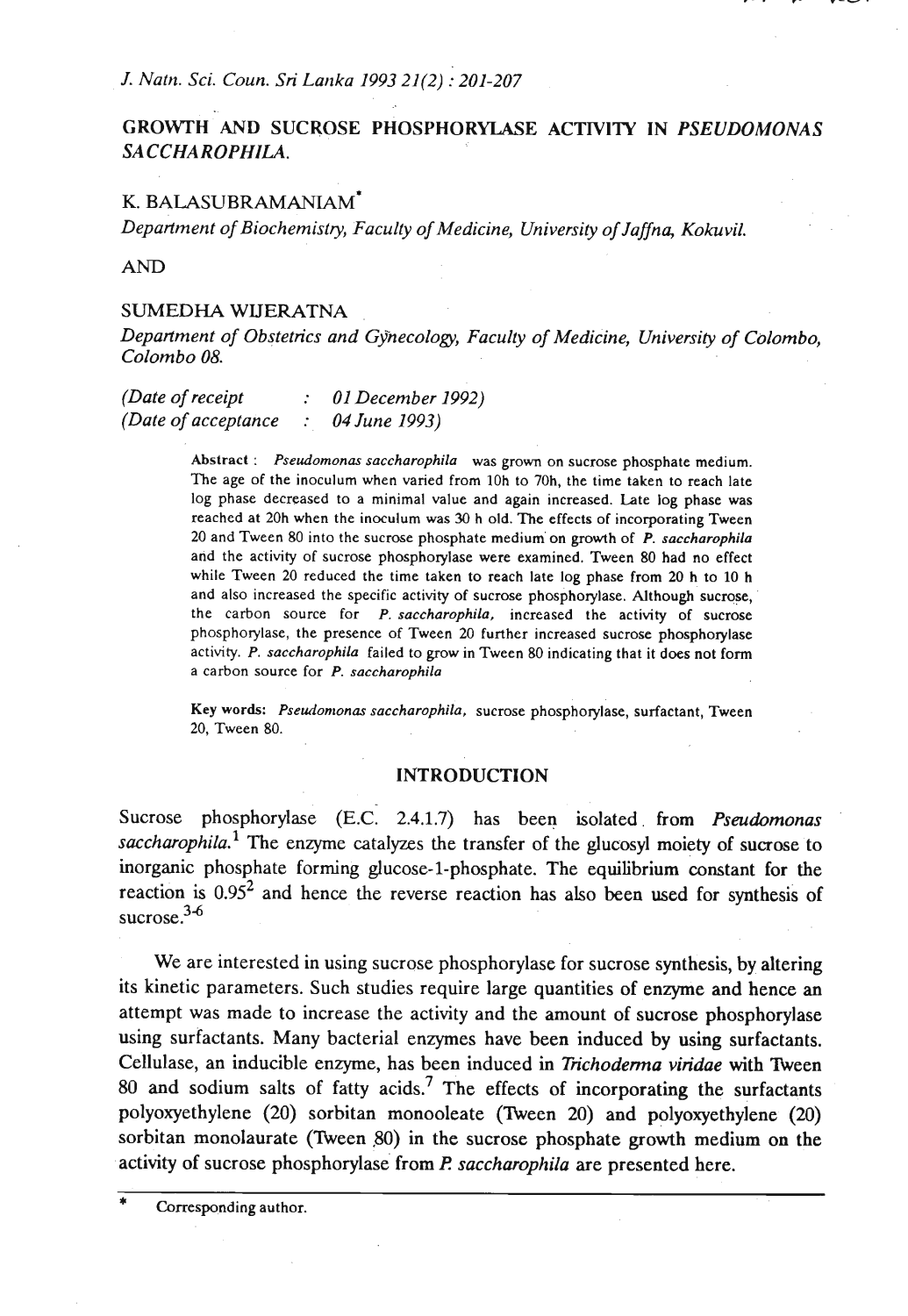# GROWTH AND SUCROSE PHOSPHORYLASE ACTIVITY IN *PSEUDOMONAS SACCHAROPHILA*.

K. BALASUBRAMANIAM*

*Department of Biochemistry, Faculty of Medicine, University of Jaffna, Kokuvil.*

AND

SUMEDHA WIJERATNA

*Department of Obstetrics and Gynecology, Faculty of Medicine, University of Colombo, Colombo 08.*

*(Date of receipt : 01 December 1992)*
*(Date of acceptance : 04 June 1993)*

**Abstract** : *Pseudomonas saccharophila* was grown on sucrose phosphate medium. The age of the inoculum when varied from 10h to 70h, the time taken to reach late log phase decreased to a minimal value and again increased. Late log phase was reached at 20h when the inoculum was 30 h old. The effects of incorporating Tween 20 and Tween 80 into the sucrose phosphate medium on growth of *P. saccharophila* and the activity of sucrose phosphorylase were examined. Tween 80 had no effect while Tween 20 reduced the time taken to reach late log phase from 20 h to 10 h and also increased the specific activity of sucrose phosphorylase. Although sucrose, the carbon source for *P. saccharophila*, increased the activity of sucrose phosphorylase, the presence of Tween 20 further increased sucrose phosphorylase activity. *P. saccharophila* failed to grow in Tween 80 indicating that it does not form a carbon source for *P. saccharophila*

**Key words:** *Pseudomonas saccharophila*, sucrose phosphorylase, surfactant, Tween 20, Tween 80.

## INTRODUCTION

Sucrose phosphorylase (E.C. 2.4.1.7) has been isolated from *Pseudomonas saccharophila*.[1] The enzyme catalyzes the transfer of the glucosyl moiety of sucrose to inorganic phosphate forming glucose-1-phosphate. The equilibrium constant for the reaction is 0.95[2] and hence the reverse reaction has also been used for synthesis of sucrose.[3-6]

We are interested in using sucrose phosphorylase for sucrose synthesis, by altering its kinetic parameters. Such studies require large quantities of enzyme and hence an attempt was made to increase the activity and the amount of sucrose phosphorylase using surfactants. Many bacterial enzymes have been induced by using surfactants. Cellulase, an inducible enzyme, has been induced in *Trichoderma viridae* with Tween 80 and sodium salts of fatty acids.[7] The effects of incorporating the surfactants polyoxyethylene (20) sorbitan monooleate (Tween 20) and polyoxyethylene (20) sorbitan monolaurate (Tween 80) in the sucrose phosphate growth medium on the activity of sucrose phosphorylase from *P. saccharophila* are presented here.

\* Corresponding author.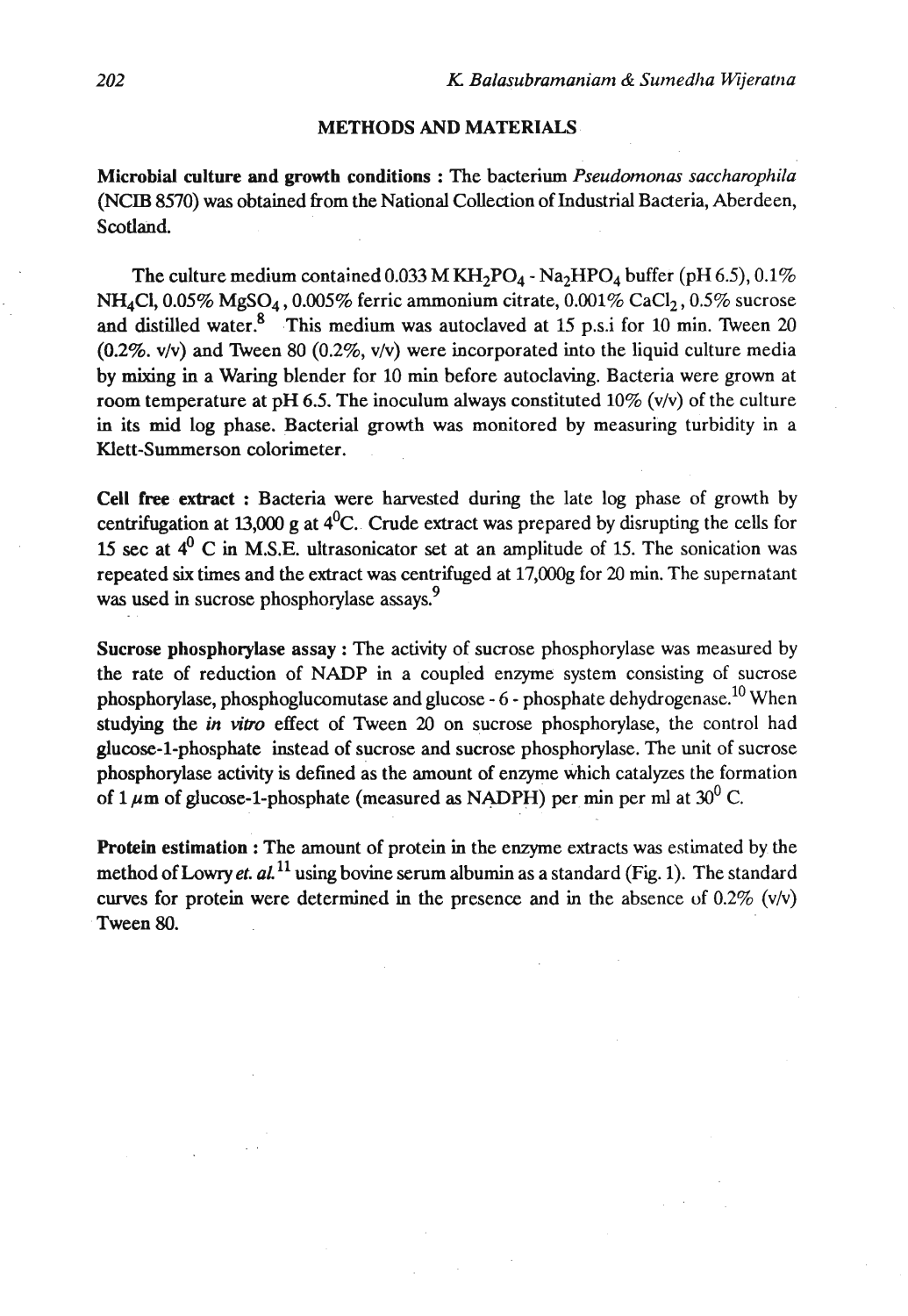## METHODS AND MATERIALS

**Microbial culture and growth conditions :** The bacterium *Pseudomonas saccharophila* (NCIB 8570) was obtained from the National Collection of Industrial Bacteria, Aberdeen, Scotland.

The culture medium contained 0.033 M $KH_2PO_4$ - $Na_2HPO_4$ buffer (pH 6.5), 0.1% $NH_4Cl$, 0.05% $MgSO_4$, 0.005% ferric ammonium citrate, 0.001% $CaCl_2$, 0.5% sucrose and distilled water.[8] This medium was autoclaved at 15 p.s.i for 10 min. Tween 20 (0.2%. v/v) and Tween 80 (0.2%, v/v) were incorporated into the liquid culture media by mixing in a Waring blender for 10 min before autoclaving. Bacteria were grown at room temperature at pH 6.5. The inoculum always constituted 10% (v/v) of the culture in its mid log phase. Bacterial growth was monitored by measuring turbidity in a Klett-Summerson colorimeter.

**Cell free extract :** Bacteria were harvested during the late log phase of growth by centrifugation at 13,000 g at $4^0$C. Crude extract was prepared by disrupting the cells for 15 sec at $4^0$ C in M.S.E. ultrasonicator set at an amplitude of 15. The sonication was repeated six times and the extract was centrifuged at 17,000g for 20 min. The supernatant was used in sucrose phosphorylase assays.[9]

**Sucrose phosphorylase assay :** The activity of sucrose phosphorylase was measured by the rate of reduction of NADP in a coupled enzyme system consisting of sucrose phosphorylase, phosphoglucomutase and glucose - 6 - phosphate dehydrogenase.[10] When studying the *in vitro* effect of Tween 20 on sucrose phosphorylase, the control had glucose-1-phosphate instead of sucrose and sucrose phosphorylase. The unit of sucrose phosphorylase activity is defined as the amount of enzyme which catalyzes the formation of 1 $\mu$m of glucose-1-phosphate (measured as NADPH) per min per ml at $30^0$ C.

**Protein estimation :** The amount of protein in the enzyme extracts was estimated by the method of Lowry *et. al.*[11] using bovine serum albumin as a standard (Fig. 1). The standard curves for protein were determined in the presence and in the absence of 0.2% (v/v) Tween 80.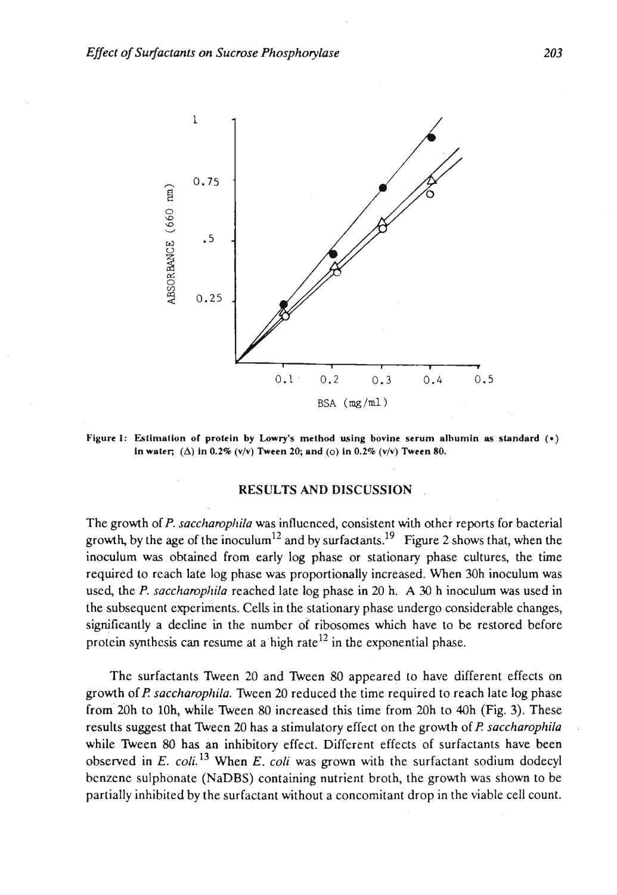Figure 1: Estimation of protein by Lowry's method using bovine serum albumin as standard (•) in water; (Δ) in 0.2% (v/v) Tween 20; and (o) in 0.2% (v/v) Tween 80.

## RESULTS AND DISCUSSION

The growth of *P. saccharophila* was influenced, consistent with other reports for bacterial growth, by the age of the inoculum[12] and by surfactants.[19] Figure 2 shows that, when the inoculum was obtained from early log phase or stationary phase cultures, the time required to reach late log phase was proportionally increased. When 30h inoculum was used, the *P. saccharophila* reached late log phase in 20 h. A 30 h inoculum was used in the subsequent experiments. Cells in the stationary phase undergo considerable changes, significantly a decline in the number of ribosomes which have to be restored before protein synthesis can resume at a high rate[12] in the exponential phase.

The surfactants Tween 20 and Tween 80 appeared to have different effects on growth of *P. saccharophila*. Tween 20 reduced the time required to reach late log phase from 20h to 10h, while Tween 80 increased this time from 20h to 40h (Fig. 3). These results suggest that Tween 20 has a stimulatory effect on the growth of *P. saccharophila* while Tween 80 has an inhibitory effect. Different effects of surfactants have been observed in *E. coli*.[13] When *E. coli* was grown with the surfactant sodium dodecyl benzene sulphonate (NaDBS) containing nutrient broth, the growth was shown to be partially inhibited by the surfactant without a concomitant drop in the viable cell count.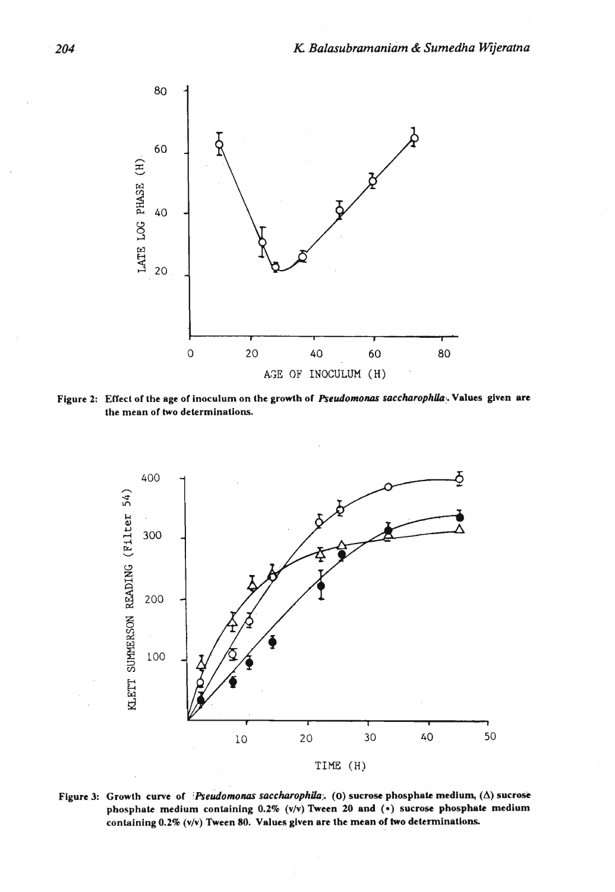Figure 2: Effect of the age of inoculum on the growth of *Pseudomonas saccharophila*. Values given are the mean of two determinations.

Figure 3: Growth curve of *Pseudomonas saccharophila*. (o) sucrose phosphate medium, (Δ) sucrose phosphate medium containing 0.2% (v/v) Tween 20 and (•) sucrose phosphate medium containing 0.2% (v/v) Tween 80. Values given are the mean of two determinations.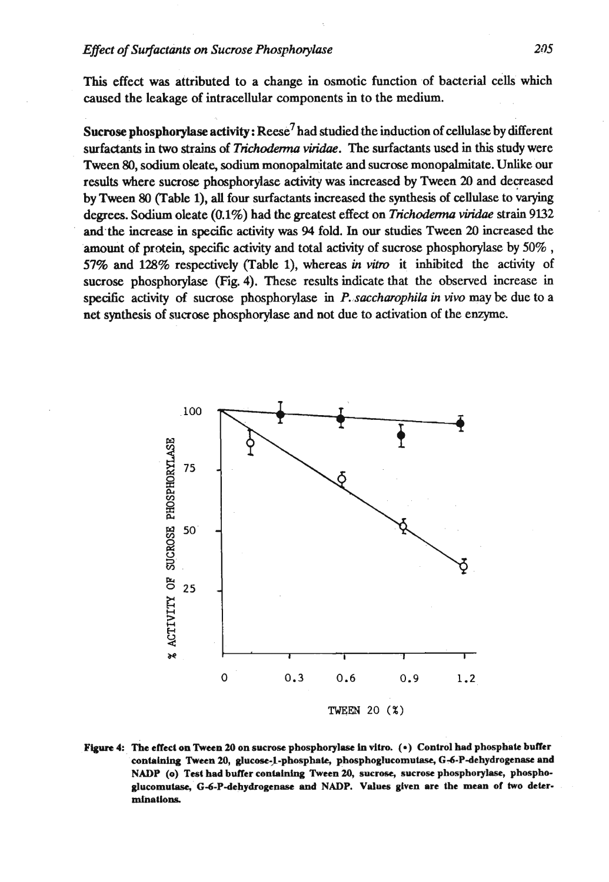This effect was attributed to a change in osmotic function of bacterial cells which caused the leakage of intracellular components in to the medium.

**Sucrose phosphorylase activity :** Reese[7] had studied the induction of cellulase by different surfactants in two strains of *Trichoderma viridae*. The surfactants used in this study were Tween 80, sodium oleate, sodium monopalmitate and sucrose monopalmitate. Unlike our results where sucrose phosphorylase activity was increased by Tween 20 and decreased by Tween 80 (Table 1), all four surfactants increased the synthesis of cellulase to varying degrees. Sodium oleate (0.1%) had the greatest effect on *Trichoderma viridae* strain 9132 and the increase in specific activity was 94 fold. In our studies Tween 20 increased the amount of protein, specific activity and total activity of sucrose phosphorylase by 50% , 57% and 128% respectively (Table 1), whereas *in vitro* it inhibited the activity of sucrose phosphorylase (Fig. 4). These results indicate that the observed increase in specific activity of sucrose phosphorylase in *P. saccharophila in vivo* may be due to a net synthesis of sucrose phosphorylase and not due to activation of the enzyme.

**Figure 4: The effect on Tween 20 on sucrose phosphorylase in vitro. (•) Control had phosphate buffer containing Tween 20, glucose-1-phosphate, phosphoglucomutase, G-6-P-dehydrogenase and NADP (o) Test had buffer containing Tween 20, sucrose, sucrose phosphorylase, phosphoglucomutase, G-6-P-dehydrogenase and NADP. Values given are the mean of two determinations.**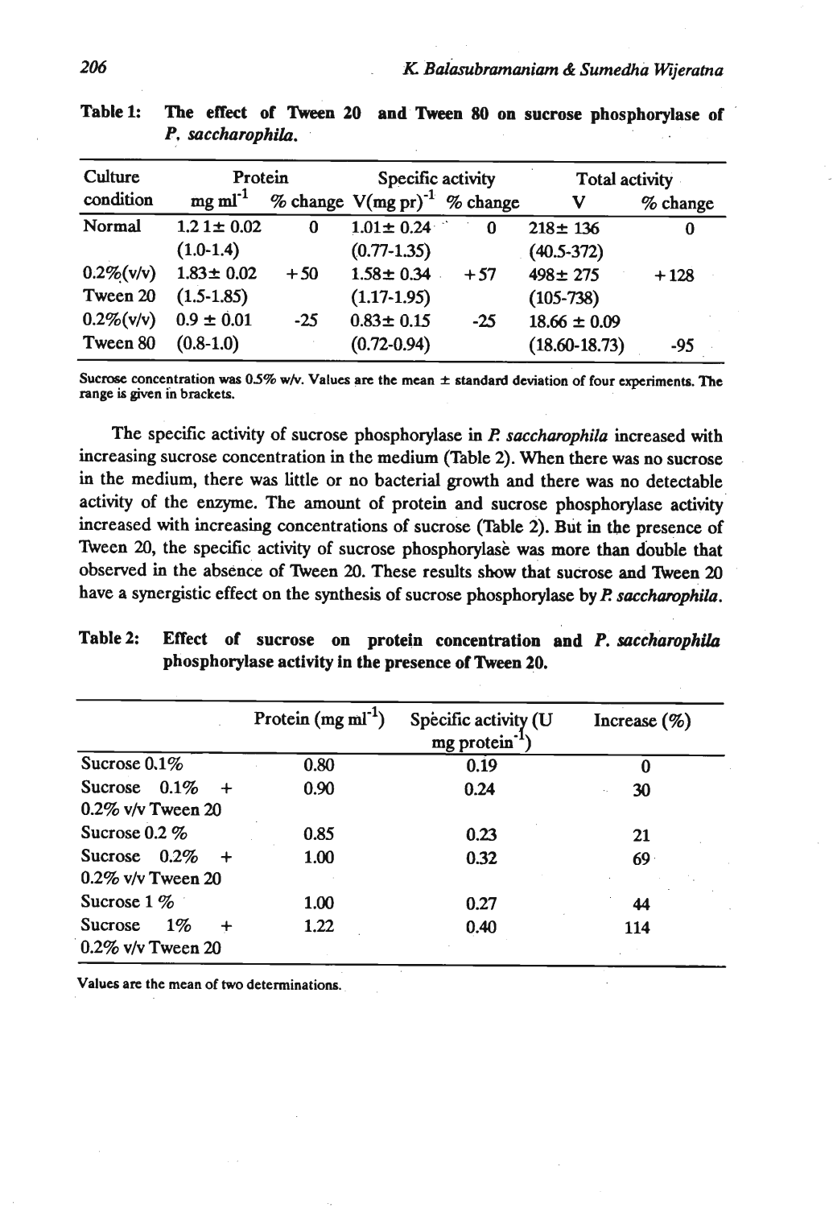**Table 1: The effect of Tween 20 and Tween 80 on sucrose phosphorylase of *P. saccharophila*.**

| Culture condition | Protein | | Specific activity | | Total activity | |
|---|---|---|---|---|---|---|
| | mg $ml^{-1}$ | % change | V(mg pr)$^{-1}$ | % change | V | % change |
| Normal | 1.21± 0.02 (1.0-1.4) | 0 | 1.01± 0.24 (0.77-1.35) | 0 | 218± 136 (40.5-372) | 0 |
| 0.2%(v/v) Tween 20 | 1.83± 0.02 (1.5-1.85) | +50 | 1.58± 0.34 (1.17-1.95) | +57 | 498± 275 (105-738) | +128 |
| 0.2%(v/v) Tween 80 | 0.9 ± 0.01 (0.8-1.0) | -25 | 0.83± 0.15 (0.72-0.94) | -25 | 18.66 ± 0.09 (18.60-18.73) | -95 |

Sucrose concentration was 0.5% w/v. Values are the mean ± standard deviation of four experiments. The range is given in brackets.

The specific activity of sucrose phosphorylase in *P. saccharophila* increased with increasing sucrose concentration in the medium (Table 2). When there was no sucrose in the medium, there was little or no bacterial growth and there was no detectable activity of the enzyme. The amount of protein and sucrose phosphorylase activity increased with increasing concentrations of sucrose (Table 2). But in the presence of Tween 20, the specific activity of sucrose phosphorylase was more than double that observed in the absence of Tween 20. These results show that sucrose and Tween 20 have a synergistic effect on the synthesis of sucrose phosphorylase by *P. saccharophila*.

**Table 2: Effect of sucrose on protein concentration and *P. saccharophila* phosphorylase activity in the presence of Tween 20.**

| | Protein (mg $ml^{-1}$) | Specific activity (U mg protein$^{-1}$) | Increase (%) |
|---|---|---|---|
| Sucrose 0.1% | 0.80 | 0.19 | 0 |
| Sucrose 0.1% + 0.2% v/v Tween 20 | 0.90 | 0.24 | 30 |
| Sucrose 0.2 % | 0.85 | 0.23 | 21 |
| Sucrose 0.2% + 0.2% v/v Tween 20 | 1.00 | 0.32 | 69 |
| Sucrose 1 % | 1.00 | 0.27 | 44 |
| Sucrose 1% + 0.2% v/v Tween 20 | 1.22 | 0.40 | 114 |

Values are the mean of two determinations.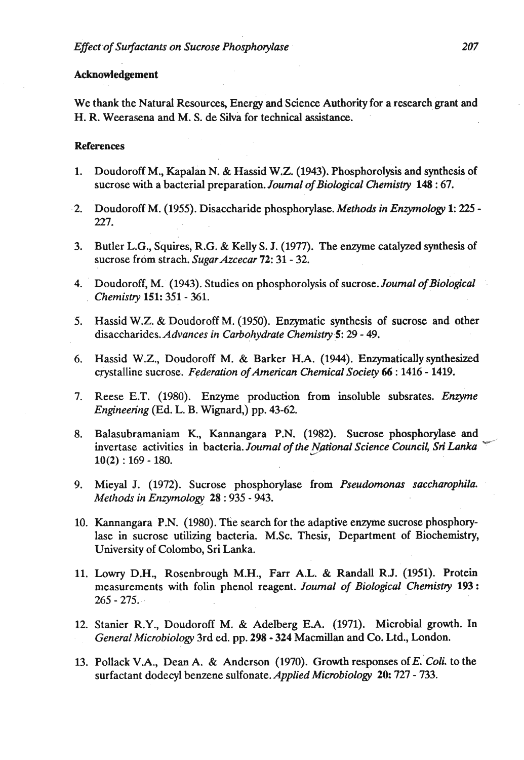## Acknowledgement

We thank the Natural Resources, Energy and Science Authority for a research grant and H. R. Weerasena and M. S. de Silva for technical assistance.

## References

1. Doudoroff M., Kapalan N. & Hassid W.Z. (1943). Phosphorolysis and synthesis of sucrose with a bacterial preparation. *Journal of Biological Chemistry* **148** : 67.
2. Doudoroff M. (1955). Disaccharide phosphorylase. *Methods in Enzymology* **1**: 225 - 227.
3. Butler L.G., Squires, R.G. & Kelly S. J. (1977). The enzyme catalyzed synthesis of sucrose from strach. *Sugar Azcecar* **72**: 31 - 32.
4. Doudoroff, M. (1943). Studies on phosphorolysis of sucrose. *Journal of Biological Chemistry* **151**: 351 - 361.
5. Hassid W.Z. & Doudoroff M. (1950). Enzymatic synthesis of sucrose and other disaccharides. *Advances in Carbohydrate Chemistry* **5**: 29 - 49.
6. Hassid W.Z., Doudoroff M. & Barker H.A. (1944). Enzymatically synthesized crystalline sucrose. *Federation of American Chemical Society* **66** : 1416 - 1419.
7. Reese E.T. (1980). Enzyme production from insoluble subsrates. *Enzyme Engineering* (Ed. L. B. Wignard,) pp. 43-62.
8. Balasubramaniam K., Kannangara P.N. (1982). Sucrose phosphorylase and invertase activities in bacteria. *Journal of the National Science Council, Sri Lanka* **10(2)** : 169 - 180.
9. Mieyal J. (1972). Sucrose phosphorylase from *Pseudomonas saccharophila. Methods in Enzymology* **28** : 935 - 943.
10. Kannangara P.N. (1980). The search for the adaptive enzyme sucrose phosphorylase in sucrose utilizing bacteria. M.Sc. Thesis, Department of Biochemistry, University of Colombo, Sri Lanka.
11. Lowry D.H., Rosenbrough M.H., Farr A.L. & Randall R.J. (1951). Protein measurements with folin phenol reagent. *Journal of Biological Chemistry* **193** : 265 - 275.
12. Stanier R.Y., Doudoroff M. & Adelberg E.A. (1971). Microbial growth. In *General Microbiology* 3rd ed. pp. **298 - 324** Macmillan and Co. Ltd., London.
13. Pollack V.A., Dean A. & Anderson (1970). Growth responses of *E. Coli.* to the surfactant dodecyl benzene sulfonate. *Applied Microbiology* **20**: 727 - 733.